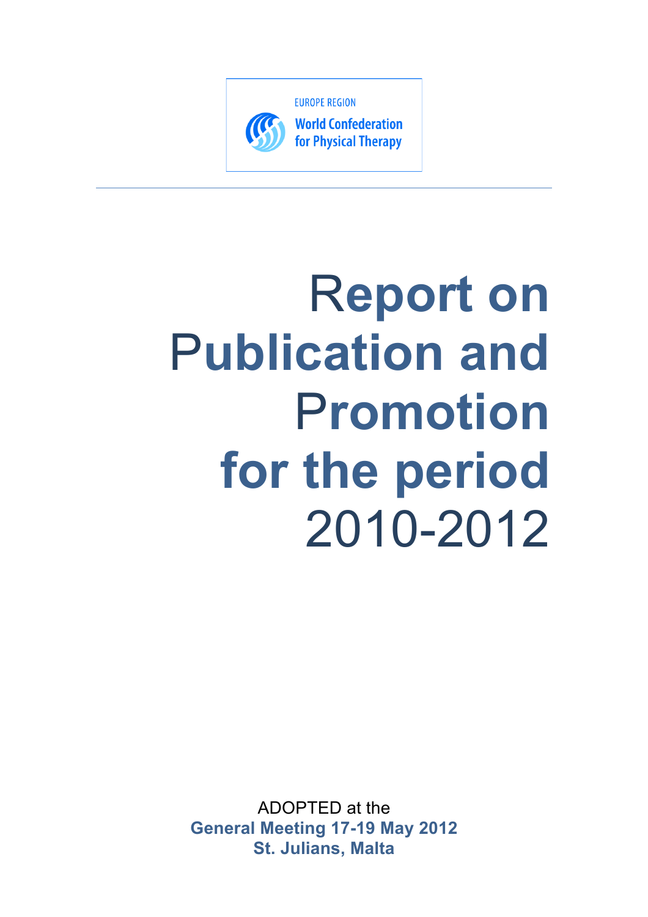EUROPE REGION

World Confederation for Physical Therapy

# Report on Publication and Promotion for the period 2010-2012

ADOPTED at the

**General Meeting 17-19 May 2012**

**St. Julians, Malta**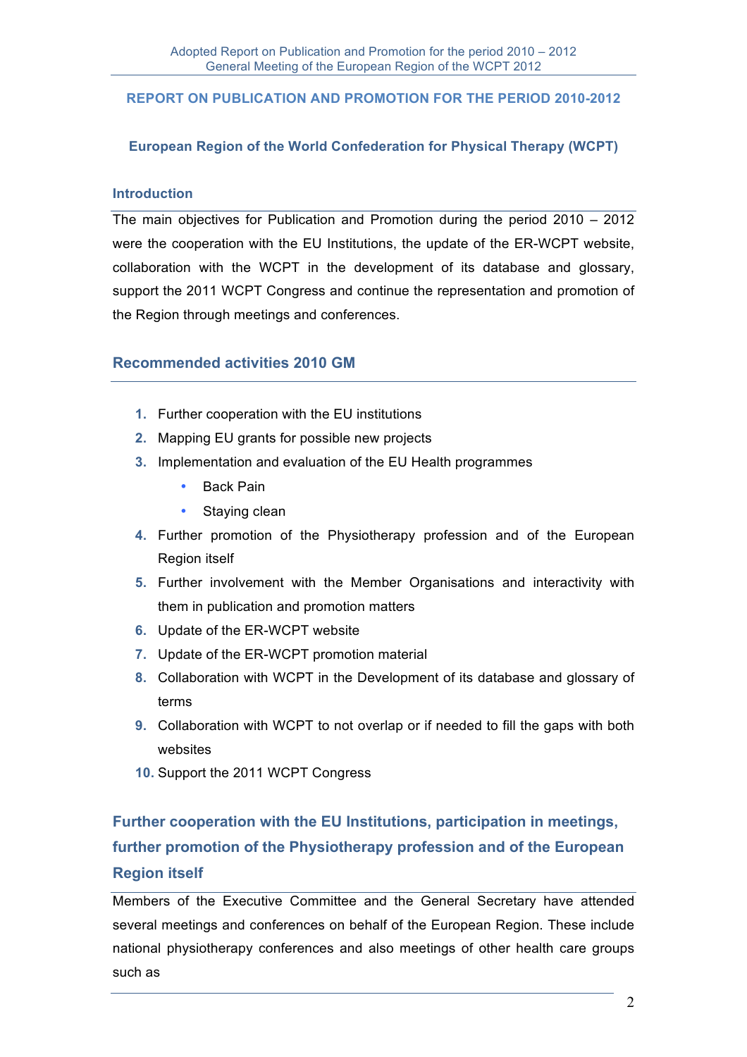## REPORT ON PUBLICATION AND PROMOTION FOR THE PERIOD 2010-2012

### European Region of the World Confederation for Physical Therapy (WCPT)

#### Introduction

The main objectives for Publication and Promotion during the period 2010 – 2012 were the cooperation with the EU Institutions, the update of the ER-WCPT website, collaboration with the WCPT in the development of its database and glossary, support the 2011 WCPT Congress and continue the representation and promotion of the Region through meetings and conferences.

### Recommended activities 2010 GM

1. Further cooperation with the EU institutions
2. Mapping EU grants for possible new projects
3. Implementation and evaluation of the EU Health programmes
   - Back Pain
   - Staying clean
4. Further promotion of the Physiotherapy profession and of the European Region itself
5. Further involvement with the Member Organisations and interactivity with them in publication and promotion matters
6. Update of the ER-WCPT website
7. Update of the ER-WCPT promotion material
8. Collaboration with WCPT in the Development of its database and glossary of terms
9. Collaboration with WCPT to not overlap or if needed to fill the gaps with both websites
10. Support the 2011 WCPT Congress

### Further cooperation with the EU Institutions, participation in meetings, further promotion of the Physiotherapy profession and of the European Region itself

Members of the Executive Committee and the General Secretary have attended several meetings and conferences on behalf of the European Region. These include national physiotherapy conferences and also meetings of other health care groups such as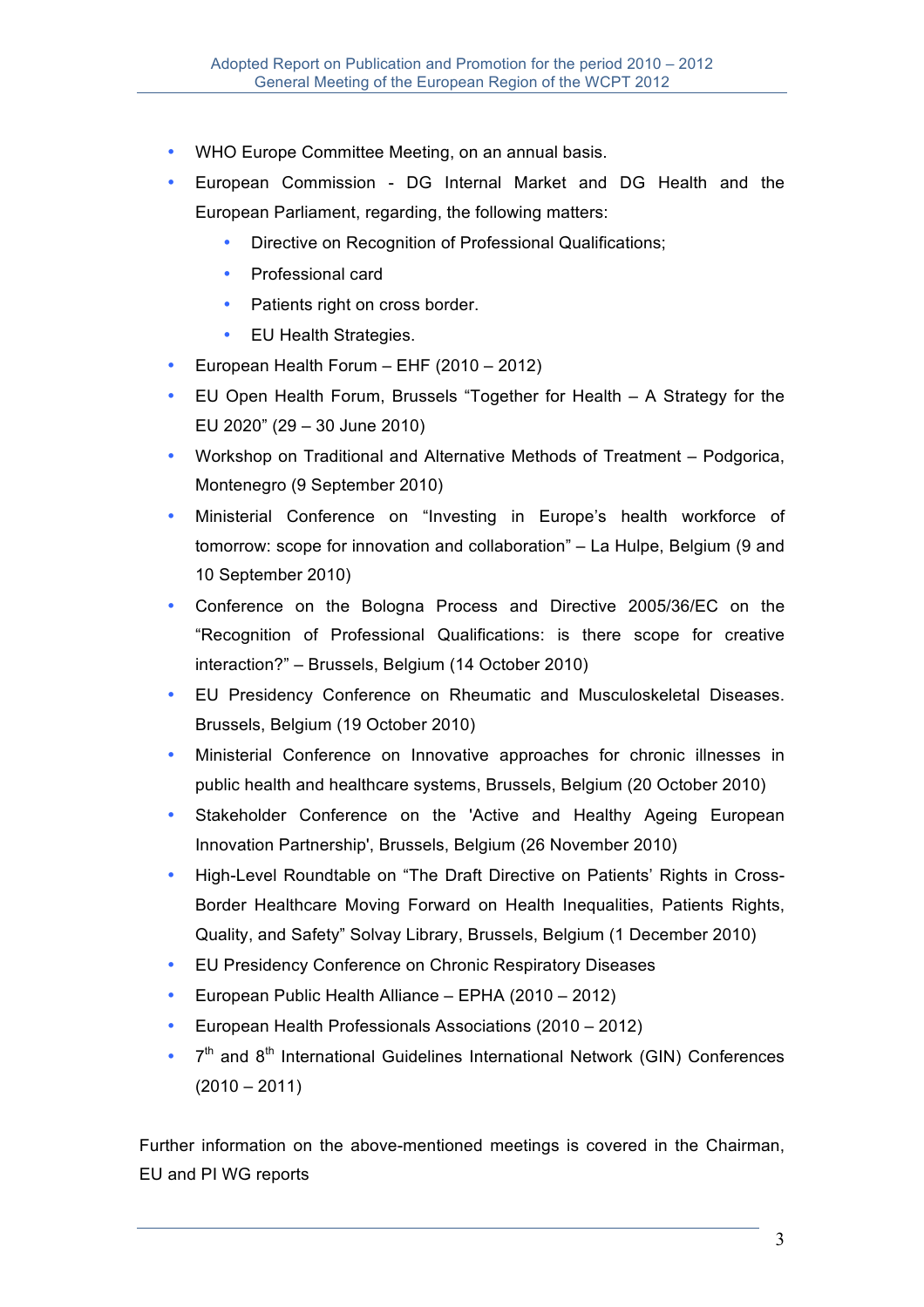- WHO Europe Committee Meeting, on an annual basis.
- European Commission - DG Internal Market and DG Health and the European Parliament, regarding, the following matters:
    - Directive on Recognition of Professional Qualifications;
    - Professional card
    - Patients right on cross border.
    - EU Health Strategies.
- European Health Forum – EHF (2010 – 2012)
- EU Open Health Forum, Brussels “Together for Health – A Strategy for the EU 2020” (29 – 30 June 2010)
- Workshop on Traditional and Alternative Methods of Treatment – Podgorica, Montenegro (9 September 2010)
- Ministerial Conference on “Investing in Europe’s health workforce of tomorrow: scope for innovation and collaboration” – La Hulpe, Belgium (9 and 10 September 2010)
- Conference on the Bologna Process and Directive 2005/36/EC on the “Recognition of Professional Qualifications: is there scope for creative interaction?” – Brussels, Belgium (14 October 2010)
- EU Presidency Conference on Rheumatic and Musculoskeletal Diseases. Brussels, Belgium (19 October 2010)
- Ministerial Conference on Innovative approaches for chronic illnesses in public health and healthcare systems, Brussels, Belgium (20 October 2010)
- Stakeholder Conference on the 'Active and Healthy Ageing European Innovation Partnership', Brussels, Belgium (26 November 2010)
- High-Level Roundtable on “The Draft Directive on Patients’ Rights in Cross-Border Healthcare Moving Forward on Health Inequalities, Patients Rights, Quality, and Safety” Solvay Library, Brussels, Belgium (1 December 2010)
- EU Presidency Conference on Chronic Respiratory Diseases
- European Public Health Alliance – EPHA (2010 – 2012)
- European Health Professionals Associations (2010 – 2012)
- 7th and 8th International Guidelines International Network (GIN) Conferences (2010 – 2011)

Further information on the above-mentioned meetings is covered in the Chairman, EU and PI WG reports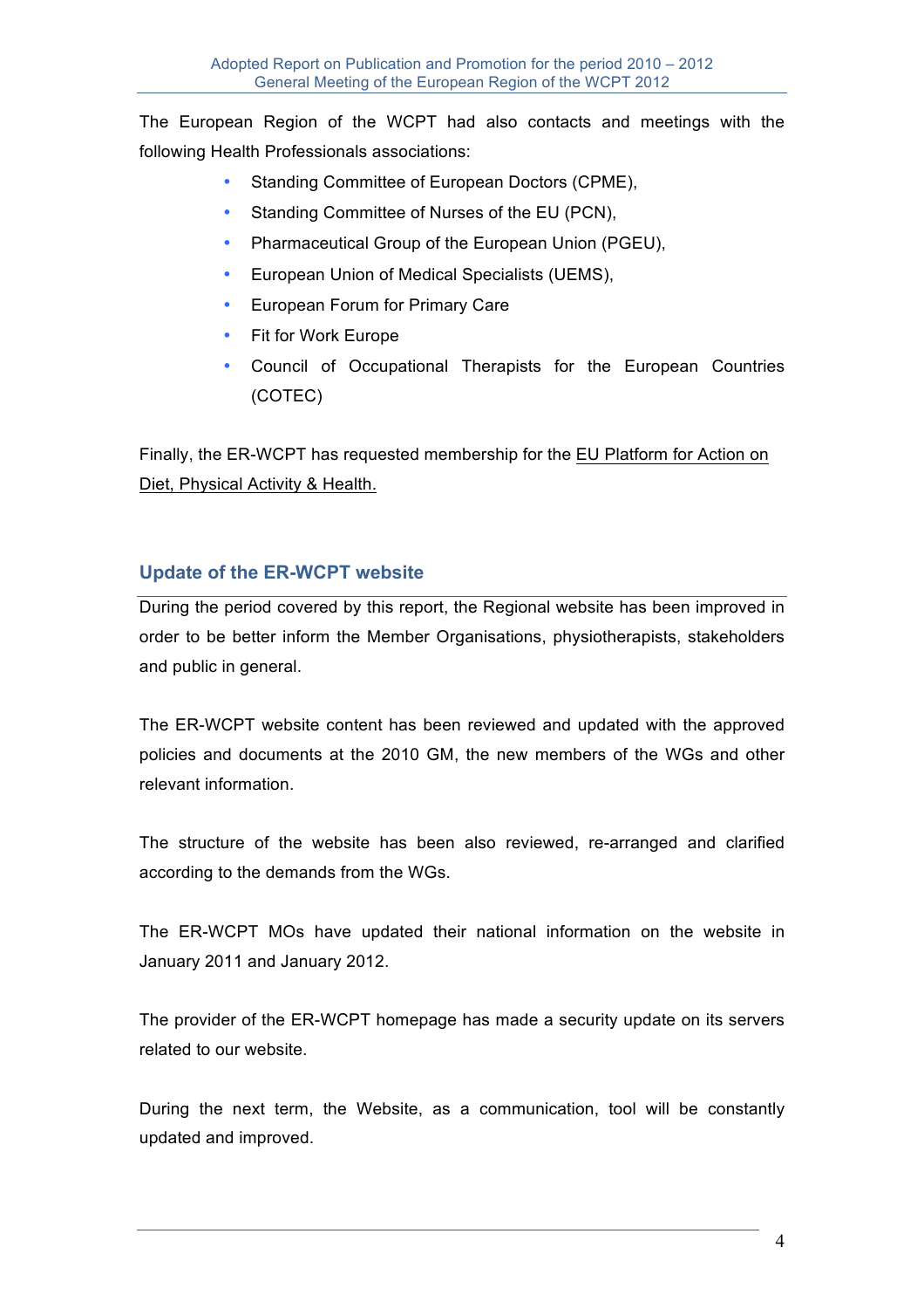The European Region of the WCPT had also contacts and meetings with the following Health Professionals associations:

- Standing Committee of European Doctors (CPME),
- Standing Committee of Nurses of the EU (PCN),
- Pharmaceutical Group of the European Union (PGEU),
- European Union of Medical Specialists (UEMS),
- European Forum for Primary Care
- Fit for Work Europe
- Council of Occupational Therapists for the European Countries (COTEC)

Finally, the ER-WCPT has requested membership for the EU Platform for Action on Diet, Physical Activity & Health.

## Update of the ER-WCPT website

During the period covered by this report, the Regional website has been improved in order to be better inform the Member Organisations, physiotherapists, stakeholders and public in general.

The ER-WCPT website content has been reviewed and updated with the approved policies and documents at the 2010 GM, the new members of the WGs and other relevant information.

The structure of the website has been also reviewed, re-arranged and clarified according to the demands from the WGs.

The ER-WCPT MOs have updated their national information on the website in January 2011 and January 2012.

The provider of the ER-WCPT homepage has made a security update on its servers related to our website.

During the next term, the Website, as a communication, tool will be constantly updated and improved.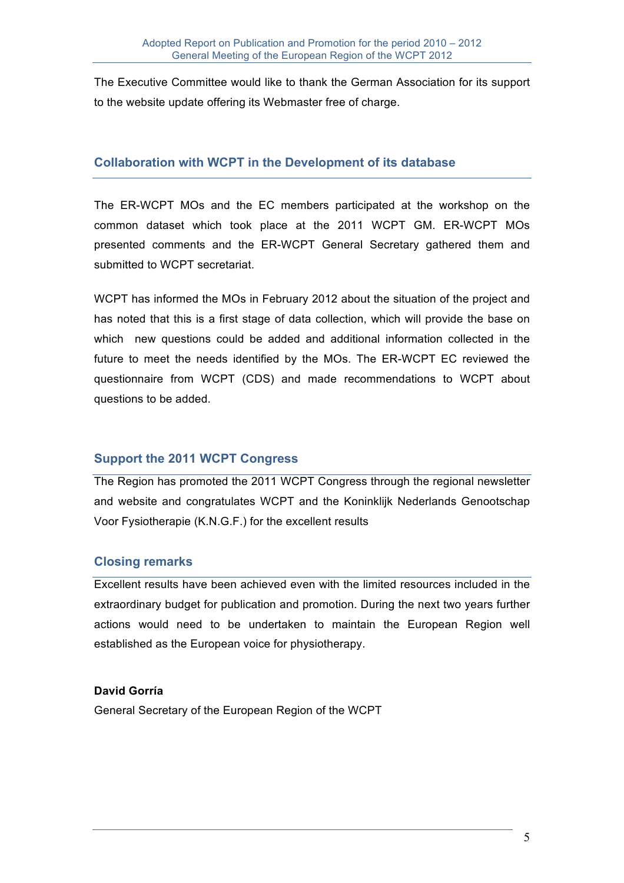The Executive Committee would like to thank the German Association for its support to the website update offering its Webmaster free of charge.

## Collaboration with WCPT in the Development of its database

The ER-WCPT MOs and the EC members participated at the workshop on the common dataset which took place at the 2011 WCPT GM. ER-WCPT MOs presented comments and the ER-WCPT General Secretary gathered them and submitted to WCPT secretariat.

WCPT has informed the MOs in February 2012 about the situation of the project and has noted that this is a first stage of data collection, which will provide the base on which new questions could be added and additional information collected in the future to meet the needs identified by the MOs. The ER-WCPT EC reviewed the questionnaire from WCPT (CDS) and made recommendations to WCPT about questions to be added.

## Support the 2011 WCPT Congress

The Region has promoted the 2011 WCPT Congress through the regional newsletter and website and congratulates WCPT and the Koninklijk Nederlands Genootschap Voor Fysiotherapie (K.N.G.F.) for the excellent results

## Closing remarks

Excellent results have been achieved even with the limited resources included in the extraordinary budget for publication and promotion. During the next two years further actions would need to be undertaken to maintain the European Region well established as the European voice for physiotherapy.

**David Gorría**

General Secretary of the European Region of the WCPT